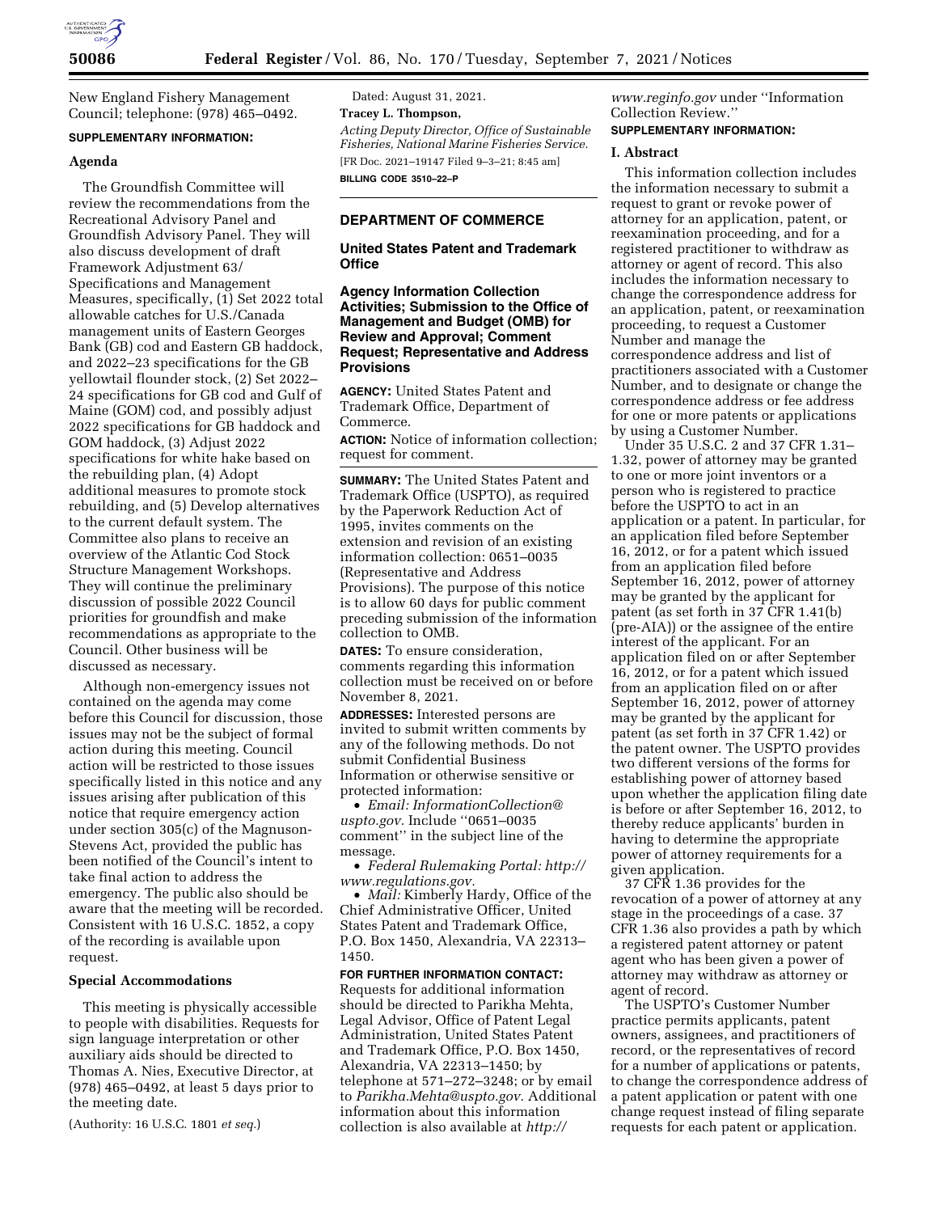New England Fishery Management Council; telephone: (978) 465–0492.

**SUPPLEMENTARY INFORMATION:**

**Agenda**

The Groundfish Committee will review the recommendations from the Recreational Advisory Panel and Groundfish Advisory Panel. They will also discuss development of draft Framework Adjustment 63/ Specifications and Management Measures, specifically, (1) Set 2022 total allowable catches for U.S./Canada management units of Eastern Georges Bank (GB) cod and Eastern GB haddock, and 2022–23 specifications for the GB yellowtail flounder stock, (2) Set 2022–24 specifications for GB cod and Gulf of Maine (GOM) cod, and possibly adjust 2022 specifications for GB haddock and GOM haddock, (3) Adjust 2022 specifications for white hake based on the rebuilding plan, (4) Adopt additional measures to promote stock rebuilding, and (5) Develop alternatives to the current default system. The Committee also plans to receive an overview of the Atlantic Cod Stock Structure Management Workshops. They will continue the preliminary discussion of possible 2022 Council priorities for groundfish and make recommendations as appropriate to the Council. Other business will be discussed as necessary.

Although non-emergency issues not contained on the agenda may come before this Council for discussion, those issues may not be the subject of formal action during this meeting. Council action will be restricted to those issues specifically listed in this notice and any issues arising after publication of this notice that require emergency action under section 305(c) of the Magnuson-Stevens Act, provided the public has been notified of the Council's intent to take final action to address the emergency. The public also should be aware that the meeting will be recorded. Consistent with 16 U.S.C. 1852, a copy of the recording is available upon request.

**Special Accommodations**

This meeting is physically accessible to people with disabilities. Requests for sign language interpretation or other auxiliary aids should be directed to Thomas A. Nies, Executive Director, at (978) 465–0492, at least 5 days prior to the meeting date.

(Authority: 16 U.S.C. 1801 *et seq.*)

Dated: August 31, 2021.

**Tracey L. Thompson,**

*Acting Deputy Director, Office of Sustainable Fisheries, National Marine Fisheries Service.*

[FR Doc. 2021–19147 Filed 9–3–21; 8:45 am]

**BILLING CODE 3510–22–P**

---

## DEPARTMENT OF COMMERCE

### United States Patent and Trademark Office

### Agency Information Collection Activities; Submission to the Office of Management and Budget (OMB) for Review and Approval; Comment Request; Representative and Address Provisions

**AGENCY:** United States Patent and Trademark Office, Department of Commerce.

**ACTION:** Notice of information collection; request for comment.

**SUMMARY:** The United States Patent and Trademark Office (USPTO), as required by the Paperwork Reduction Act of 1995, invites comments on the extension and revision of an existing information collection: 0651–0035 (Representative and Address Provisions). The purpose of this notice is to allow 60 days for public comment preceding submission of the information collection to OMB.

**DATES:** To ensure consideration, comments regarding this information collection must be received on or before November 8, 2021.

**ADDRESSES:** Interested persons are invited to submit written comments by any of the following methods. Do not submit Confidential Business Information or otherwise sensitive or protected information:

- *Email: InformationCollection@uspto.gov.* Include ''0651–0035 comment'' in the subject line of the message.
- *Federal Rulemaking Portal: http://www.regulations.gov.*
- *Mail:* Kimberly Hardy, Office of the Chief Administrative Officer, United States Patent and Trademark Office, P.O. Box 1450, Alexandria, VA 22313–1450.

**FOR FURTHER INFORMATION CONTACT:** Requests for additional information should be directed to Parikha Mehta, Legal Advisor, Office of Patent Legal Administration, United States Patent and Trademark Office, P.O. Box 1450, Alexandria, VA 22313–1450; by telephone at 571–272–3248; or by email to *Parikha.Mehta@uspto.gov.* Additional information about this information collection is also available at *http://www.reginfo.gov* under ''Information Collection Review.''

**SUPPLEMENTARY INFORMATION:**

**I. Abstract**

This information collection includes the information necessary to submit a request to grant or revoke power of attorney for an application, patent, or reexamination proceeding, and for a registered practitioner to withdraw as attorney or agent of record. This also includes the information necessary to change the correspondence address for an application, patent, or reexamination proceeding, to request a Customer Number and manage the correspondence address and list of practitioners associated with a Customer Number, and to designate or change the correspondence address or fee address for one or more patents or applications by using a Customer Number.

Under 35 U.S.C. 2 and 37 CFR 1.31–1.32, power of attorney may be granted to one or more joint inventors or a person who is registered to practice before the USPTO to act in an application or a patent. In particular, for an application filed before September 16, 2012, or for a patent which issued from an application filed before September 16, 2012, power of attorney may be granted by the applicant for patent (as set forth in 37 CFR 1.41(b) (pre-AIA)) or the assignee of the entire interest of the applicant. For an application filed on or after September 16, 2012, or for a patent which issued from an application filed on or after September 16, 2012, power of attorney may be granted by the applicant for patent (as set forth in 37 CFR 1.42) or the patent owner. The USPTO provides two different versions of the forms for establishing power of attorney based upon whether the application filing date is before or after September 16, 2012, to thereby reduce applicants' burden in having to determine the appropriate power of attorney requirements for a given application.

37 CFR 1.36 provides for the revocation of a power of attorney at any stage in the proceedings of a case. 37 CFR 1.36 also provides a path by which a registered patent attorney or patent agent who has been given a power of attorney may withdraw as attorney or agent of record.

The USPTO's Customer Number practice permits applicants, patent owners, assignees, and practitioners of record, or the representatives of record for a number of applications or patents, to change the correspondence address of a patent application or patent with one change request instead of filing separate requests for each patent or application.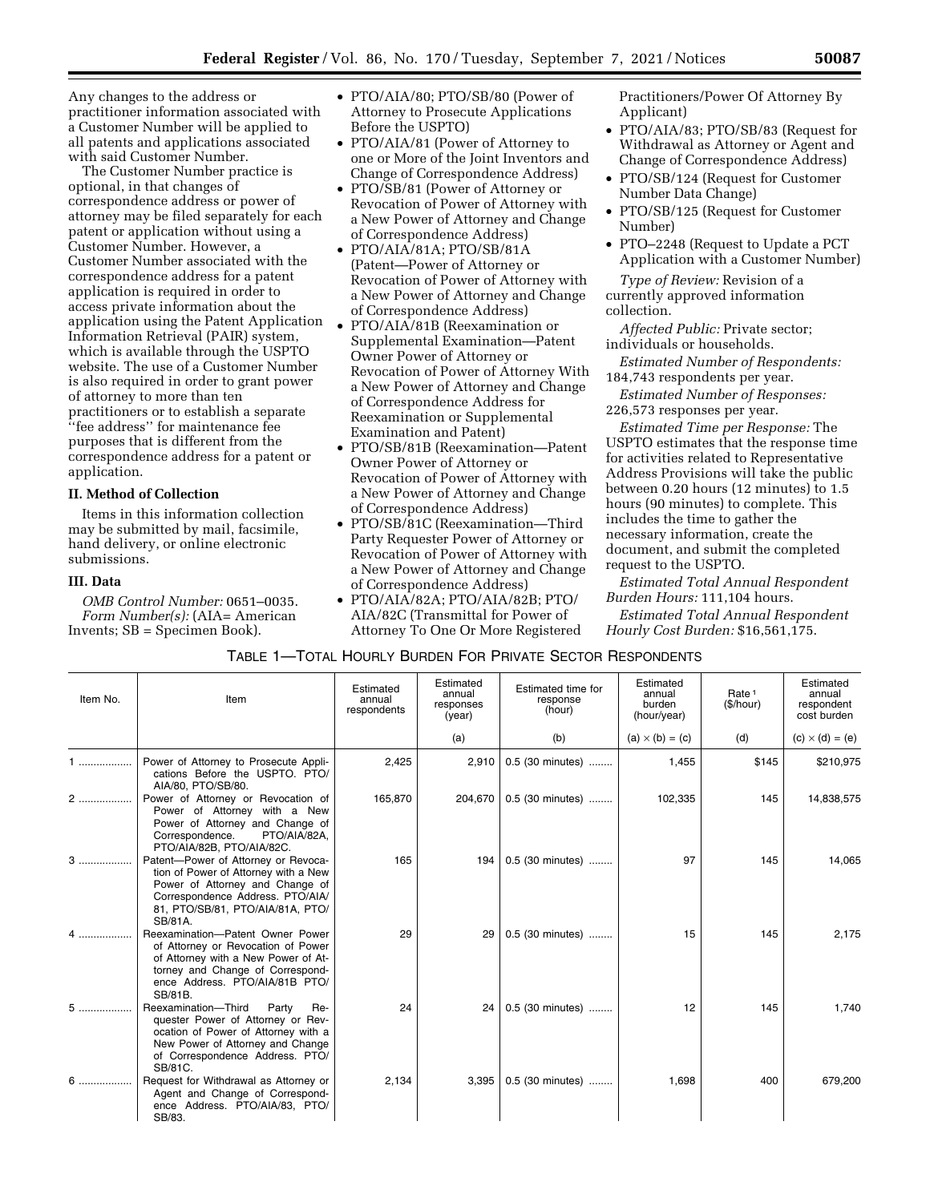Any changes to the address or practitioner information associated with a Customer Number will be applied to all patents and applications associated with said Customer Number.

The Customer Number practice is optional, in that changes of correspondence address or power of attorney may be filed separately for each patent or application without using a Customer Number. However, a Customer Number associated with the correspondence address for a patent application is required in order to access private information about the application using the Patent Application Information Retrieval (PAIR) system, which is available through the USPTO website. The use of a Customer Number is also required in order to grant power of attorney to more than ten practitioners or to establish a separate ''fee address'' for maintenance fee purposes that is different from the correspondence address for a patent or application.

## II. Method of Collection

Items in this information collection may be submitted by mail, facsimile, hand delivery, or online electronic submissions.

## III. Data

*OMB Control Number:* 0651–0035.

*Form Number(s):* (AIA= American Invents; SB = Specimen Book).

- PTO/AIA/80; PTO/SB/80 (Power of Attorney to Prosecute Applications Before the USPTO)
- PTO/AIA/81 (Power of Attorney to one or More of the Joint Inventors and Change of Correspondence Address)
- PTO/SB/81 (Power of Attorney or Revocation of Power of Attorney with a New Power of Attorney and Change of Correspondence Address)
- PTO/AIA/81A; PTO/SB/81A (Patent—Power of Attorney or Revocation of Power of Attorney with a New Power of Attorney and Change of Correspondence Address)
- PTO/AIA/81B (Reexamination or Supplemental Examination—Patent Owner Power of Attorney or Revocation of Power of Attorney With a New Power of Attorney and Change of Correspondence Address for Reexamination or Supplemental Examination and Patent)
- PTO/SB/81B (Reexamination—Patent Owner Power of Attorney or Revocation of Power of Attorney with a New Power of Attorney and Change of Correspondence Address)
- PTO/SB/81C (Reexamination—Third Party Requester Power of Attorney or Revocation of Power of Attorney with a New Power of Attorney and Change of Correspondence Address)
- PTO/AIA/82A; PTO/AIA/82B; PTO/AIA/82C (Transmittal for Power of Attorney To One Or More Registered Practitioners/Power Of Attorney By Applicant)
- PTO/AIA/83; PTO/SB/83 (Request for Withdrawal as Attorney or Agent and Change of Correspondence Address)
- PTO/SB/124 (Request for Customer Number Data Change)
- PTO/SB/125 (Request for Customer Number)
- PTO–2248 (Request to Update a PCT Application with a Customer Number)

*Type of Review:* Revision of a currently approved information collection.

*Affected Public:* Private sector; individuals or households.

*Estimated Number of Respondents:* 184,743 respondents per year.

*Estimated Number of Responses:* 226,573 responses per year.

*Estimated Time per Response:* The USPTO estimates that the response time for activities related to Representative Address Provisions will take the public between 0.20 hours (12 minutes) to 1.5 hours (90 minutes) to complete. This includes the time to gather the necessary information, create the document, and submit the completed request to the USPTO.

*Estimated Total Annual Respondent Burden Hours:* 111,104 hours.

*Estimated Total Annual Respondent Hourly Cost Burden:* $16,561,175.

TABLE 1—TOTAL HOURLY BURDEN FOR PRIVATE SECTOR RESPONDENTS

| Item No. | Item | Estimated annual respondents | Estimated annual responses (year) | Estimated time for response (hour) | Estimated annual burden (hour/year) | Rate [1] ($/hour) | Estimated annual respondent cost burden |
|---|---|---|---|---|---|---|---|
| | | | (a) | (b) | (a) × (b) = (c) | (d) | (c) × (d) = (e) |
| 1 | Power of Attorney to Prosecute Applications Before the USPTO. PTO/AIA/80, PTO/SB/80. | 2,425 | 2,910 | 0.5 (30 minutes) | 1,455 | $145 | $210,975 |
| 2 | Power of Attorney or Revocation of Power of Attorney with a New Power of Attorney and Change of Correspondence. PTO/AIA/82A, PTO/AIA/82B, PTO/AIA/82C. | 165,870 | 204,670 | 0.5 (30 minutes) | 102,335 | 145 | 14,838,575 |
| 3 | Patent—Power of Attorney or Revocation of Power of Attorney with a New Power of Attorney and Change of Correspondence Address. PTO/AIA/81, PTO/SB/81, PTO/AIA/81A, PTO/SB/81A. | 165 | 194 | 0.5 (30 minutes) | 97 | 145 | 14,065 |
| 4 | Reexamination—Patent Owner Power of Attorney or Revocation of Power of Attorney with a New Power of Attorney and Change of Correspondence Address. PTO/AIA/81B PTO/SB/81B. | 29 | 29 | 0.5 (30 minutes) | 15 | 145 | 2,175 |
| 5 | Reexamination—Third Party Requester Power of Attorney or Revocation of Power of Attorney with a New Power of Attorney and Change of Correspondence Address. PTO/SB/81C. | 24 | 24 | 0.5 (30 minutes) | 12 | 145 | 1,740 |
| 6 | Request for Withdrawal as Attorney or Agent and Change of Correspondence Address. PTO/AIA/83, PTO/SB/83. | 2,134 | 3,395 | 0.5 (30 minutes) | 1,698 | 400 | 679,200 |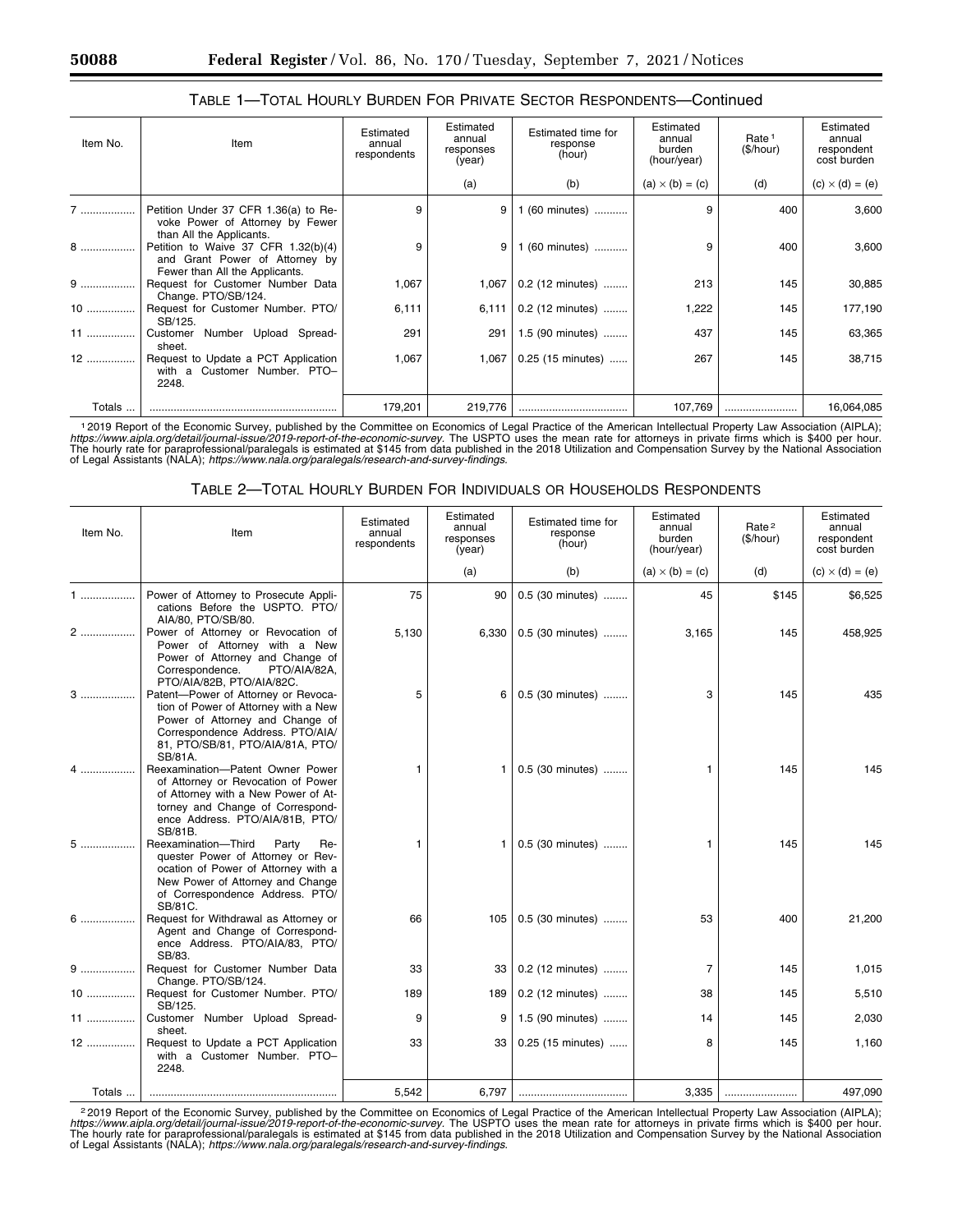### TABLE 1—TOTAL HOURLY BURDEN FOR PRIVATE SECTOR RESPONDENTS—Continued

| Item No. | Item | Estimated annual respondents | Estimated annual responses (year) | Estimated time for response (hour) | Estimated annual burden (hour/year) | Rate[1] ($/hour) | Estimated annual respondent cost burden |
|---|---|---|---|---|---|---|---|
| | | | (a) | (b) | (a) × (b) = (c) | (d) | (c) × (d) = (e) |
| 7 | Petition Under 37 CFR 1.36(a) to Revoke Power of Attorney by Fewer than All the Applicants. | 9 | 9 | 1 (60 minutes) | 9 | 400 | 3,600 |
| 8 | Petition to Waive 37 CFR 1.32(b)(4) and Grant Power of Attorney by Fewer than All the Applicants. | 9 | 9 | 1 (60 minutes) | 9 | 400 | 3,600 |
| 9 | Request for Customer Number Data Change. PTO/SB/124. | 1,067 | 1,067 | 0.2 (12 minutes) | 213 | 145 | 30,885 |
| 10 | Request for Customer Number. PTO/SB/125. | 6,111 | 6,111 | 0.2 (12 minutes) | 1,222 | 145 | 177,190 |
| 11 | Customer Number Upload Spreadsheet. | 291 | 291 | 1.5 (90 minutes) | 437 | 145 | 63,365 |
| 12 | Request to Update a PCT Application with a Customer Number. PTO–2248. | 1,067 | 1,067 | 0.25 (15 minutes) | 267 | 145 | 38,715 |
| Totals | | 179,201 | 219,776 | | 107,769 | | 16,064,085 |

[1] 2019 Report of the Economic Survey, published by the Committee on Economics of Legal Practice of the American Intellectual Property Law Association (AIPLA); *https://www.aipla.org/detail/journal-issue/2019-report-of-the-economic-survey*. The USPTO uses the mean rate for attorneys in private firms which is $400 per hour. The hourly rate for paraprofessional/paralegals is estimated at $145 from data published in the 2018 Utilization and Compensation Survey by the National Association of Legal Assistants (NALA); *https://www.nala.org/paralegals/research-and-survey-findings*.

### TABLE 2—TOTAL HOURLY BURDEN FOR INDIVIDUALS OR HOUSEHOLDS RESPONDENTS

| Item No. | Item | Estimated annual respondents | Estimated annual responses (year) | Estimated time for response (hour) | Estimated annual burden (hour/year) | Rate[2] ($/hour) | Estimated annual respondent cost burden |
|---|---|---|---|---|---|---|---|
| | | | (a) | (b) | (a) × (b) = (c) | (d) | (c) × (d) = (e) |
| 1 | Power of Attorney to Prosecute Applications Before the USPTO. PTO/AIA/80, PTO/SB/80. | 75 | 90 | 0.5 (30 minutes) | 45 | $145 | $6,525 |
| 2 | Power of Attorney or Revocation of Power of Attorney with a New Power of Attorney and Change of Correspondence. PTO/AIA/82A, PTO/AIA/82B, PTO/AIA/82C. | 5,130 | 6,330 | 0.5 (30 minutes) | 3,165 | 145 | 458,925 |
| 3 | Patent—Power of Attorney or Revocation of Power of Attorney with a New Power of Attorney and Change of Correspondence Address. PTO/AIA/81, PTO/SB/81, PTO/AIA/81A, PTO/SB/81A. | 5 | 6 | 0.5 (30 minutes) | 3 | 145 | 435 |
| 4 | Reexamination—Patent Owner Power of Attorney or Revocation of Power of Attorney with a New Power of Attorney and Change of Correspondence Address. PTO/AIA/81B, PTO/SB/81B. | 1 | 1 | 0.5 (30 minutes) | 1 | 145 | 145 |
| 5 | Reexamination—Third Party Requester Power of Attorney or Revocation of Power of Attorney with a New Power of Attorney and Change of Correspondence Address. PTO/SB/81C. | 1 | 1 | 0.5 (30 minutes) | 1 | 145 | 145 |
| 6 | Request for Withdrawal as Attorney or Agent and Change of Correspondence Address. PTO/AIA/83, PTO/SB/83. | 66 | 105 | 0.5 (30 minutes) | 53 | 400 | 21,200 |
| 9 | Request for Customer Number Data Change. PTO/SB/124. | 33 | 33 | 0.2 (12 minutes) | 7 | 145 | 1,015 |
| 10 | Request for Customer Number. PTO/SB/125. | 189 | 189 | 0.2 (12 minutes) | 38 | 145 | 5,510 |
| 11 | Customer Number Upload Spreadsheet. | 9 | 9 | 1.5 (90 minutes) | 14 | 145 | 2,030 |
| 12 | Request to Update a PCT Application with a Customer Number. PTO–2248. | 33 | 33 | 0.25 (15 minutes) | 8 | 145 | 1,160 |
| Totals | | 5,542 | 6,797 | | 3,335 | | 497,090 |

[2] 2019 Report of the Economic Survey, published by the Committee on Economics of Legal Practice of the American Intellectual Property Law Association (AIPLA); *https://www.aipla.org/detail/journal-issue/2019-report-of-the-economic-survey*. The USPTO uses the mean rate for attorneys in private firms which is $400 per hour. The hourly rate for paraprofessional/paralegals is estimated at $145 from data published in the 2018 Utilization and Compensation Survey by the National Association of Legal Assistants (NALA); *https://www.nala.org/paralegals/research-and-survey-findings*.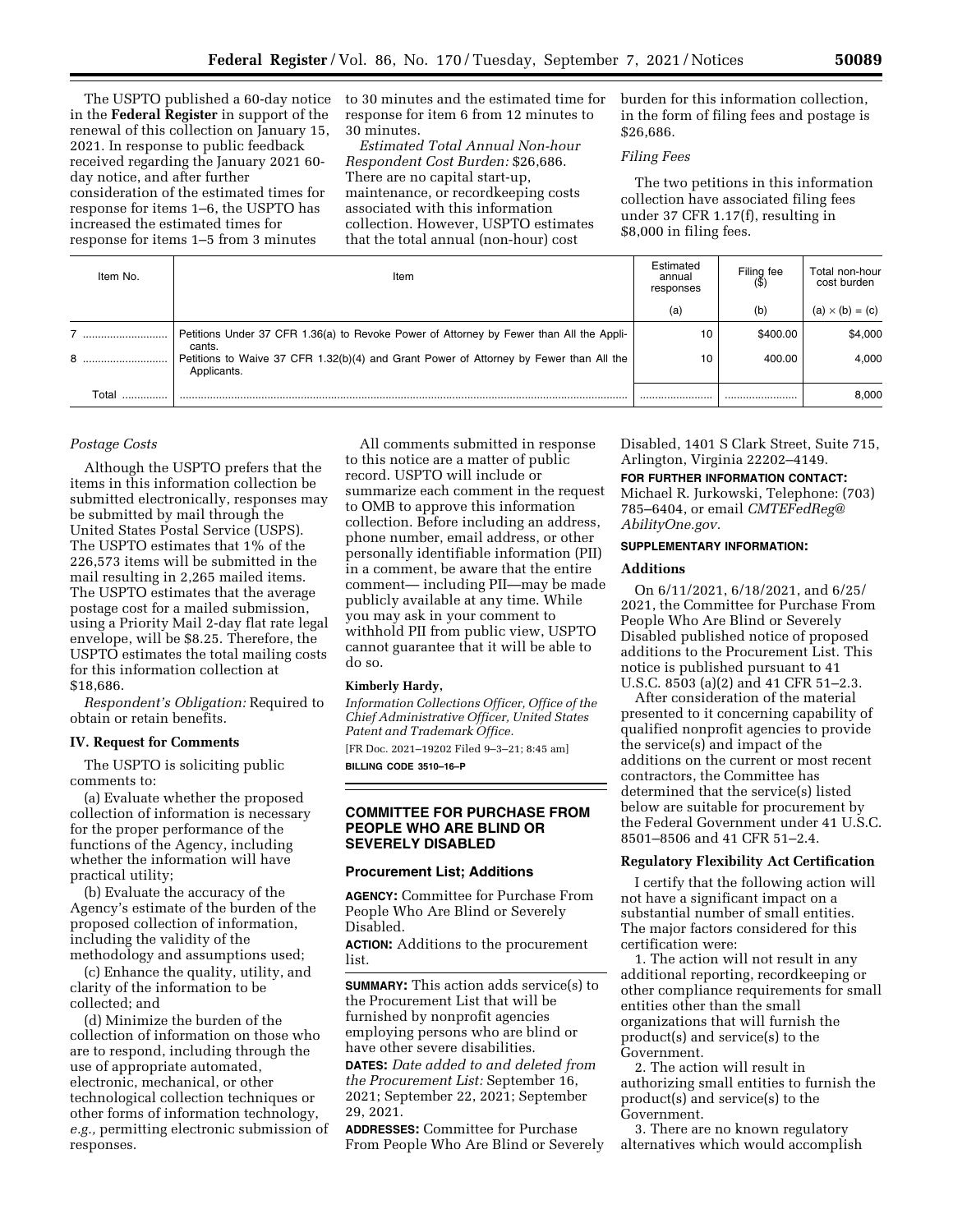The USPTO published a 60-day notice in the **Federal Register** in support of the renewal of this collection on January 15, 2021. In response to public feedback received regarding the January 2021 60-day notice, and after further consideration of the estimated times for response for items 1–6, the USPTO has increased the estimated times for response for items 1–5 from 3 minutes to 30 minutes and the estimated time for response for item 6 from 12 minutes to 30 minutes.

*Estimated Total Annual Non-hour Respondent Cost Burden:* $26,686. There are no capital start-up, maintenance, or recordkeeping costs associated with this information collection. However, USPTO estimates that the total annual (non-hour) cost burden for this information collection, in the form of filing fees and postage is $26,686.

*Filing Fees*

The two petitions in this information collection have associated filing fees under 37 CFR 1.17(f), resulting in $8,000 in filing fees.

| Item No. | Item | Estimated annual responses | Filing fee ($) | Total non-hour cost burden |
|---|---|---|---|---|
| | | (a) | (b) | (a) × (b) = (c) |
| 7 | Petitions Under 37 CFR 1.36(a) to Revoke Power of Attorney by Fewer than All the Applicants. | 10 | $400.00 | $4,000 |
| 8 | Petitions to Waive 37 CFR 1.32(b)(4) and Grant Power of Attorney by Fewer than All the Applicants. | 10 | 400.00 | 4,000 |
| Total | | | | 8,000 |

*Postage Costs*

Although the USPTO prefers that the items in this information collection be submitted electronically, responses may be submitted by mail through the United States Postal Service (USPS). The USPTO estimates that 1% of the 226,573 items will be submitted in the mail resulting in 2,265 mailed items. The USPTO estimates that the average postage cost for a mailed submission, using a Priority Mail 2-day flat rate legal envelope, will be $8.25. Therefore, the USPTO estimates the total mailing costs for this information collection at $18,686.

*Respondent's Obligation:* Required to obtain or retain benefits.

**IV. Request for Comments**

The USPTO is soliciting public comments to:

(a) Evaluate whether the proposed collection of information is necessary for the proper performance of the functions of the Agency, including whether the information will have practical utility;

(b) Evaluate the accuracy of the Agency's estimate of the burden of the proposed collection of information, including the validity of the methodology and assumptions used;

(c) Enhance the quality, utility, and clarity of the information to be collected; and

(d) Minimize the burden of the collection of information on those who are to respond, including through the use of appropriate automated, electronic, mechanical, or other technological collection techniques or other forms of information technology, *e.g.,* permitting electronic submission of responses.

All comments submitted in response to this notice are a matter of public record. USPTO will include or summarize each comment in the request to OMB to approve this information collection. Before including an address, phone number, email address, or other personally identifiable information (PII) in a comment, be aware that the entire comment— including PII—may be made publicly available at any time. While you may ask in your comment to withhold PII from public view, USPTO cannot guarantee that it will be able to do so.

**Kimberly Hardy,**

*Information Collections Officer, Office of the Chief Administrative Officer, United States Patent and Trademark Office.*

[FR Doc. 2021–19202 Filed 9–3–21; 8:45 am]

**BILLING CODE 3510–16–P**

## COMMITTEE FOR PURCHASE FROM PEOPLE WHO ARE BLIND OR SEVERELY DISABLED

### Procurement List; Additions

**AGENCY:** Committee for Purchase From People Who Are Blind or Severely Disabled.

**ACTION:** Additions to the procurement list.

**SUMMARY:** This action adds service(s) to the Procurement List that will be furnished by nonprofit agencies employing persons who are blind or have other severe disabilities.

**DATES:** *Date added to and deleted from the Procurement List:* September 16, 2021; September 22, 2021; September 29, 2021.

**ADDRESSES:** Committee for Purchase From People Who Are Blind or Severely Disabled, 1401 S Clark Street, Suite 715, Arlington, Virginia 22202–4149.

**FOR FURTHER INFORMATION CONTACT:** Michael R. Jurkowski, Telephone: (703) 785–6404, or email *CMTEFedReg@AbilityOne.gov.*

**SUPPLEMENTARY INFORMATION:**

**Additions**

On 6/11/2021, 6/18/2021, and 6/25/2021, the Committee for Purchase From People Who Are Blind or Severely Disabled published notice of proposed additions to the Procurement List. This notice is published pursuant to 41 U.S.C. 8503 (a)(2) and 41 CFR 51–2.3.

After consideration of the material presented to it concerning capability of qualified nonprofit agencies to provide the service(s) and impact of the additions on the current or most recent contractors, the Committee has determined that the service(s) listed below are suitable for procurement by the Federal Government under 41 U.S.C. 8501–8506 and 41 CFR 51–2.4.

**Regulatory Flexibility Act Certification**

I certify that the following action will not have a significant impact on a substantial number of small entities. The major factors considered for this certification were:

1. The action will not result in any additional reporting, recordkeeping or other compliance requirements for small entities other than the small organizations that will furnish the product(s) and service(s) to the Government.

2. The action will result in authorizing small entities to furnish the product(s) and service(s) to the Government.

3. There are no known regulatory alternatives which would accomplish